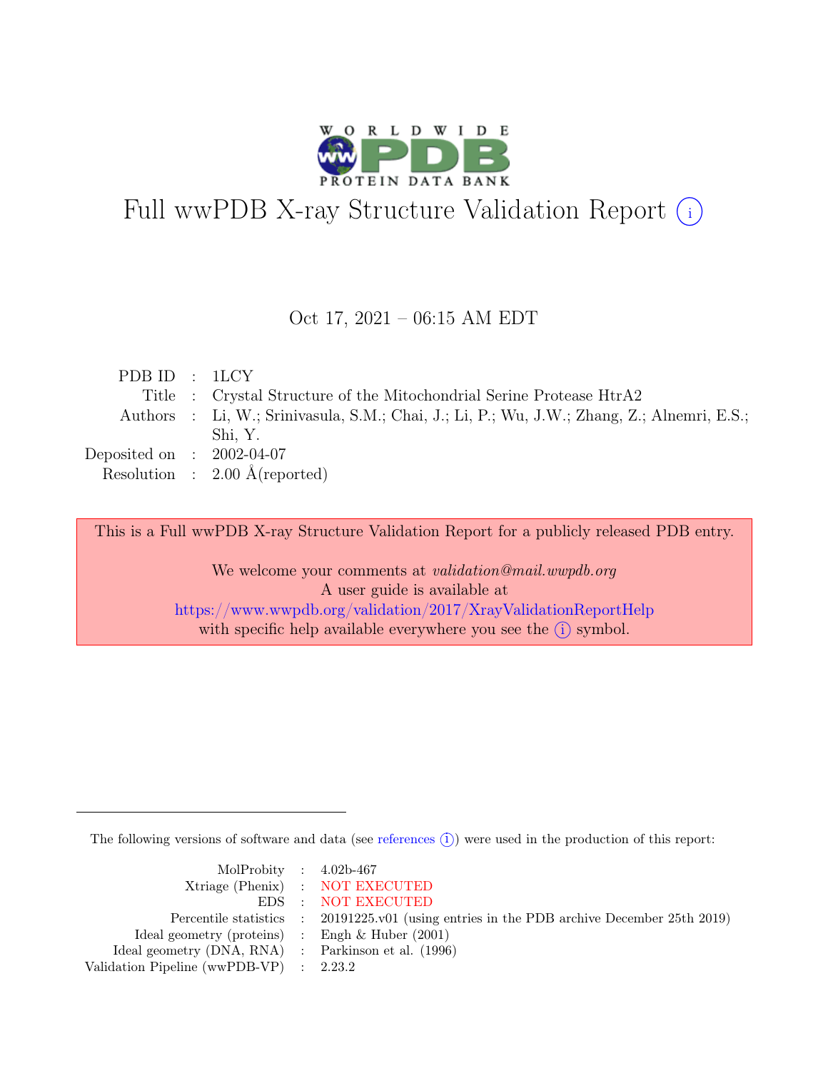# Full wwPDB X-ray Structure Validation Report (i)

Oct 17, 2021 – 06:15 AM EDT

| | | |
|---|---|---|
| PDB ID | : | 1LCY |
| Title | : | Crystal Structure of the Mitochondrial Serine Protease HtrA2 |
| Authors | : | Li, W.; Srinivasula, S.M.; Chai, J.; Li, P.; Wu, J.W.; Zhang, Z.; Alnemri, E.S.; Shi, Y. |
| Deposited on | : | 2002-04-07 |
| Resolution | : | 2.00 Å(reported) |

This is a Full wwPDB X-ray Structure Validation Report for a publicly released PDB entry.

We welcome your comments at *validation@mail.wwpdb.org*
A user guide is available at
https://www.wwpdb.org/validation/2017/XrayValidationReportHelp
with specific help available everywhere you see the (i) symbol.

---

The following versions of software and data (see references (i)) were used in the production of this report:

| | | |
|---|---|---|
| MolProbity | : | 4.02b-467 |
| Xtriage (Phenix) | : | NOT EXECUTED |
| EDS | : | NOT EXECUTED |
| Percentile statistics | : | 20191225.v01 (using entries in the PDB archive December 25th 2019) |
| Ideal geometry (proteins) | : | Engh & Huber (2001) |
| Ideal geometry (DNA, RNA) | : | Parkinson et al. (1996) |
| Validation Pipeline (wwPDB-VP) | : | 2.23.2 |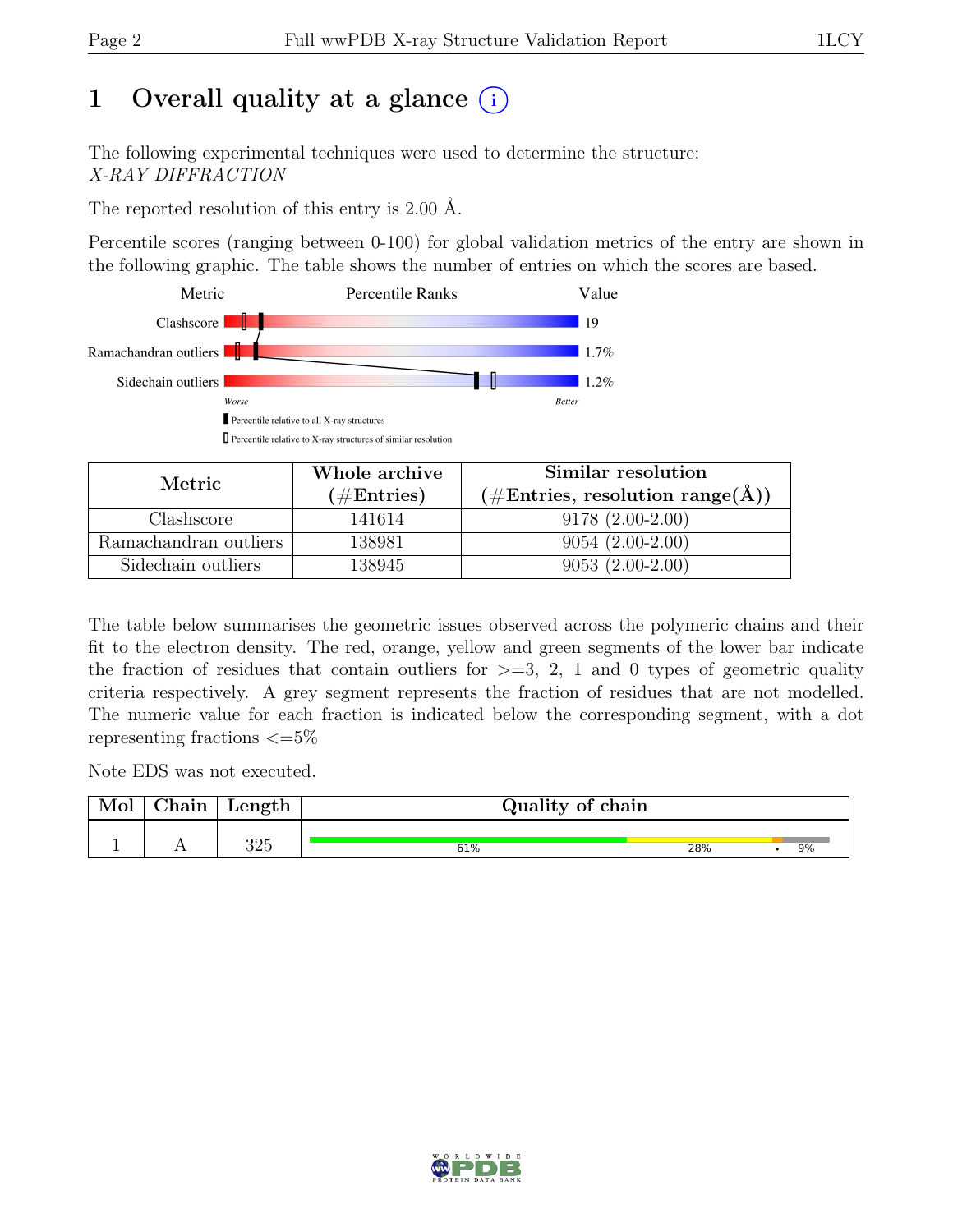# 1 Overall quality at a glance (i)

The following experimental techniques were used to determine the structure:
*X-RAY DIFFRACTION*

The reported resolution of this entry is 2.00 Å.

Percentile scores (ranging between 0-100) for global validation metrics of the entry are shown in the following graphic. The table shows the number of entries on which the scores are based.

| Metric | Value |
|---|---|
| Clashscore | 19 |
| Ramachandran outliers | 1.7% |
| Sidechain outliers | 1.2% |

Worse — Better

▮ Percentile relative to all X-ray structures

▯ Percentile relative to X-ray structures of similar resolution

| Metric | Whole archive (#Entries) | Similar resolution (#Entries, resolution range(Å)) |
|---|---|---|
| Clashscore | 141614 | 9178 (2.00-2.00) |
| Ramachandran outliers | 138981 | 9054 (2.00-2.00) |
| Sidechain outliers | 138945 | 9053 (2.00-2.00) |

The table below summarises the geometric issues observed across the polymeric chains and their fit to the electron density. The red, orange, yellow and green segments of the lower bar indicate the fraction of residues that contain outliers for >=3, 2, 1 and 0 types of geometric quality criteria respectively. A grey segment represents the fraction of residues that are not modelled. The numeric value for each fraction is indicated below the corresponding segment, with a dot representing fractions <=5%

Note EDS was not executed.

| Mol | Chain | Length | Quality of chain |
|---|---|---|---|
| 1 | A | 325 | 61% / 28% / • / 9% |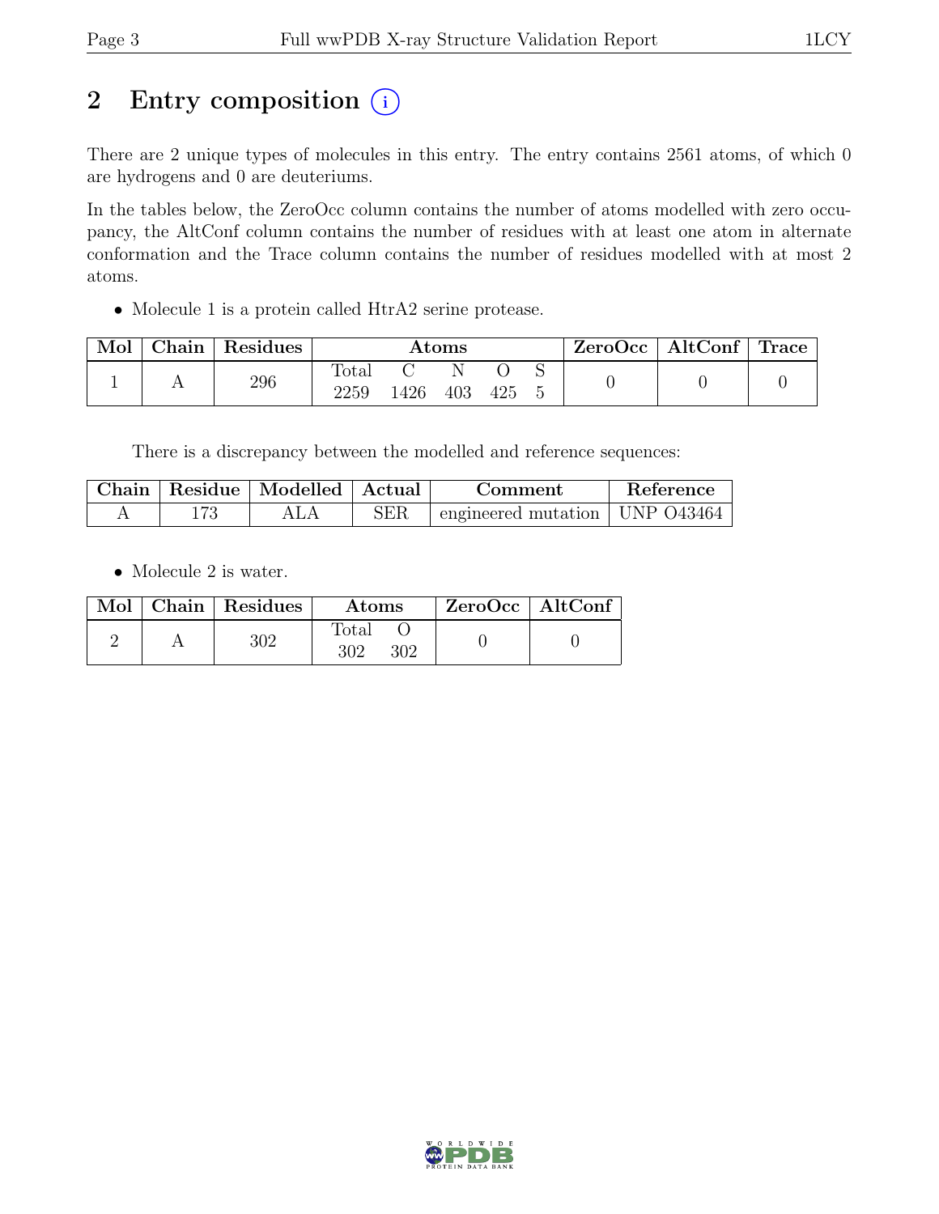# 2 Entry composition (i)

There are 2 unique types of molecules in this entry. The entry contains 2561 atoms, of which 0 are hydrogens and 0 are deuteriums.

In the tables below, the ZeroOcc column contains the number of atoms modelled with zero occupancy, the AltConf column contains the number of residues with at least one atom in alternate conformation and the Trace column contains the number of residues modelled with at most 2 atoms.

- Molecule 1 is a protein called HtrA2 serine protease.

| Mol | Chain | Residues | Atoms | | | | | ZeroOcc | AltConf | Trace |
|---|---|---|---|---|---|---|---|---|---|---|
| 1 | A | 296 | Total | C | N | O | S | 0 | 0 | 0 |
| | | | 2259 | 1426 | 403 | 425 | 5 | | | |

There is a discrepancy between the modelled and reference sequences:

| Chain | Residue | Modelled | Actual | Comment | Reference |
|---|---|---|---|---|---|
| A | 173 | ALA | SER | engineered mutation | UNP O43464 |

- Molecule 2 is water.

| Mol | Chain | Residues | Atoms | | ZeroOcc | AltConf |
|---|---|---|---|---|---|---|
| 2 | A | 302 | Total | O | 0 | 0 |
| | | | 302 | 302 | | |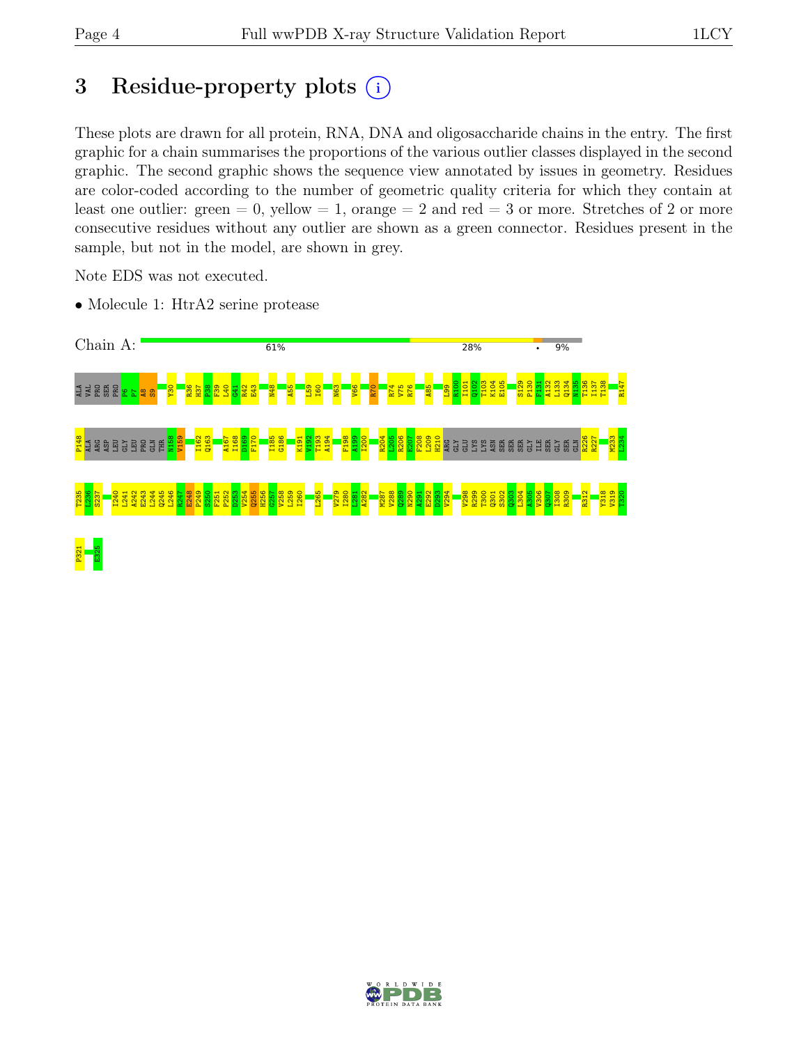# 3 Residue-property plots

These plots are drawn for all protein, RNA, DNA and oligosaccharide chains in the entry. The first graphic for a chain summarises the proportions of the various outlier classes displayed in the second graphic. The second graphic shows the sequence view annotated by issues in geometry. Residues are color-coded according to the number of geometric quality criteria for which they contain at least one outlier: green = 0, yellow = 1, orange = 2 and red = 3 or more. Stretches of 2 or more consecutive residues without any outlier are shown as a green connector. Residues present in the sample, but not in the model, are shown in grey.

Note EDS was not executed.

- Molecule 1: HtrA2 serine protease

Chain A: 61% | 28% | • | 9%

ALA VAL PRO SER PRO P6 P7 A8 S9 Y30 R36 H37 P38 F39 L40 G41 R42 E43 N48 A55 L59 I60 N63 V66 R70 R74 V75 R76 A85 L99 R100 I101 Q102 T103 K104 E105 S129 P130 F131 A132 L133 Q134 N135 T136 I137 T138 R147

P148 ALA ARG ASP LEU GLY LEU PRO GLN THR N158 V159 I162 Q163 A167 I168 D169 F170 I185 G186 K191 V192 T193 A194 F198 A199 I200 R204 L205 R206 E207 F208 L209 H210 ARG GLY GLU LYS LYS ASN SER SER SER GLY ILE SER GLY SER GLN R226 R227 M233 L234

T235 L236 S237 I240 L241 A242 E243 L244 Q245 L246 R247 E248 P249 S250 F251 P252 D253 V254 Q255 H256 G257 V258 L259 I260 L265 V279 I280 L281 A282 M287 V288 Q289 N290 A291 E292 D293 V294 V298 R299 T300 Q301 S302 Q303 L304 A305 V306 Q307 I308 R309 R312 Y318 V319 T320

P321 E325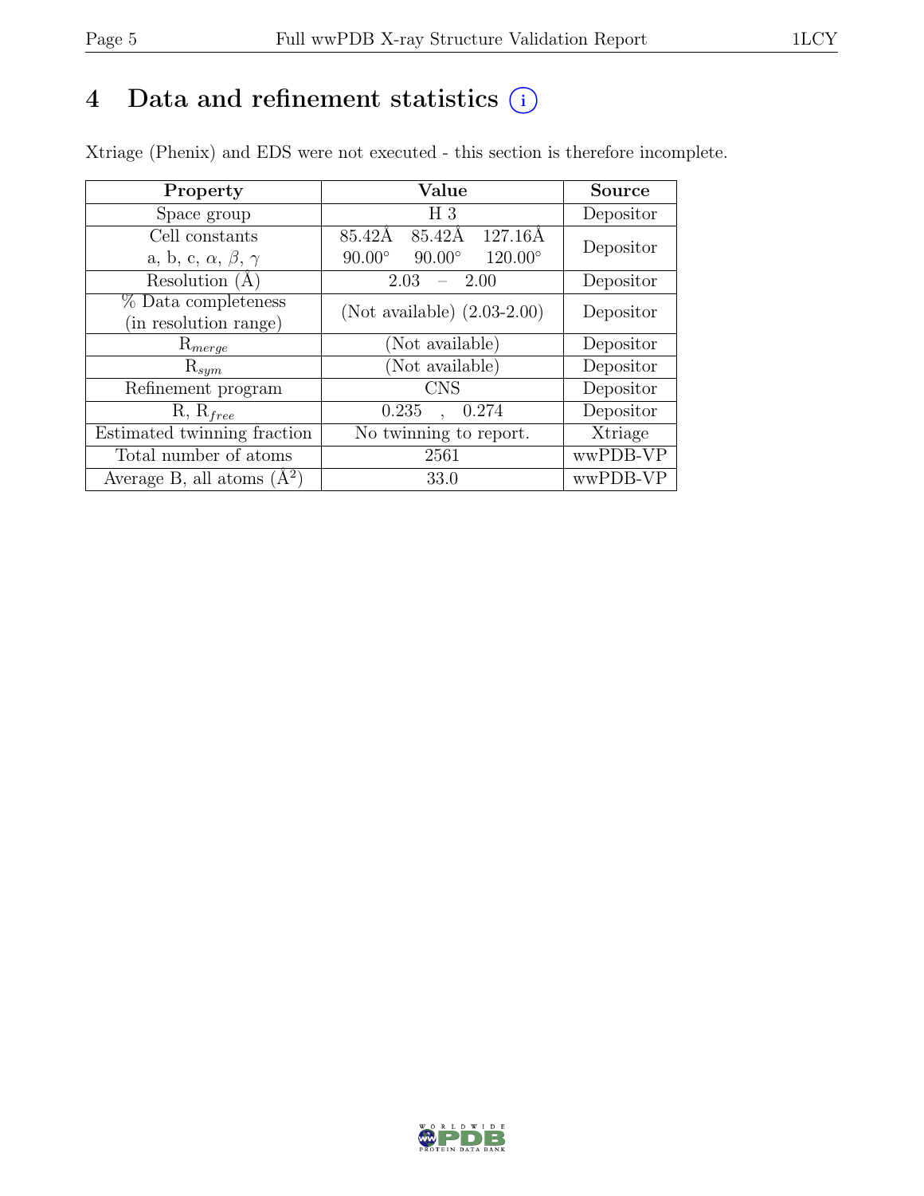# 4 Data and refinement statistics ⓘ

Xtriage (Phenix) and EDS were not executed - this section is therefore incomplete.

| Property | Value | Source |
|---|---|---|
| Space group | H 3 | Depositor |
| Cell constants<br>a, b, c, $\alpha$, $\beta$, $\gamma$ | 85.42Å 85.42Å 127.16Å<br>90.00° 90.00° 120.00° | Depositor |
| Resolution (Å) | 2.03 – 2.00 | Depositor |
| % Data completeness<br>(in resolution range) | (Not available) (2.03-2.00) | Depositor |
| $R_{merge}$ | (Not available) | Depositor |
| $R_{sym}$ | (Not available) | Depositor |
| Refinement program | CNS | Depositor |
| R, $R_{free}$ | 0.235 , 0.274 | Depositor |
| Estimated twinning fraction | No twinning to report. | Xtriage |
| Total number of atoms | 2561 | wwPDB-VP |
| Average B, all atoms (Å$^2$) | 33.0 | wwPDB-VP |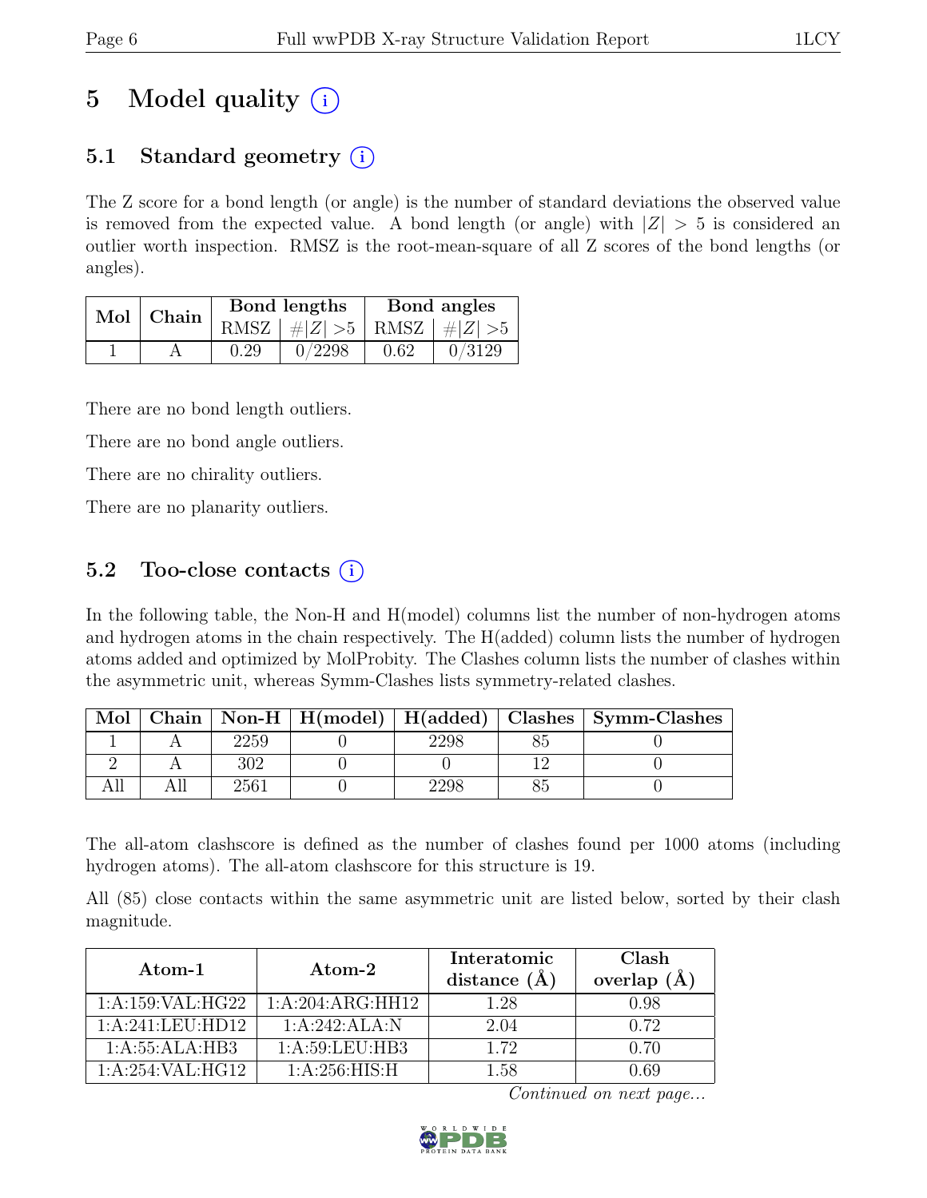# 5 Model quality (i)

## 5.1 Standard geometry (i)

The Z score for a bond length (or angle) is the number of standard deviations the observed value is removed from the expected value. A bond length (or angle) with $|Z| > 5$ is considered an outlier worth inspection. RMSZ is the root-mean-square of all Z scores of the bond lengths (or angles).

| Mol | Chain | Bond lengths | | Bond angles | |
|---|---|---|---|---|---|
| | | RMSZ | $\#|Z| > 5$ | RMSZ | $\#|Z| > 5$ |
| 1 | A | 0.29 | 0/2298 | 0.62 | 0/3129 |

There are no bond length outliers.

There are no bond angle outliers.

There are no chirality outliers.

There are no planarity outliers.

## 5.2 Too-close contacts (i)

In the following table, the Non-H and H(model) columns list the number of non-hydrogen atoms and hydrogen atoms in the chain respectively. The H(added) column lists the number of hydrogen atoms added and optimized by MolProbity. The Clashes column lists the number of clashes within the asymmetric unit, whereas Symm-Clashes lists symmetry-related clashes.

| Mol | Chain | Non-H | H(model) | H(added) | Clashes | Symm-Clashes |
|---|---|---|---|---|---|---|
| 1 | A | 2259 | 0 | 2298 | 85 | 0 |
| 2 | A | 302 | 0 | 0 | 12 | 0 |
| All | All | 2561 | 0 | 2298 | 85 | 0 |

The all-atom clashscore is defined as the number of clashes found per 1000 atoms (including hydrogen atoms). The all-atom clashscore for this structure is 19.

All (85) close contacts within the same asymmetric unit are listed below, sorted by their clash magnitude.

| Atom-1 | Atom-2 | Interatomic distance (Å) | Clash overlap (Å) |
|---|---|---|---|
| 1:A:159:VAL:HG22 | 1:A:204:ARG:HH12 | 1.28 | 0.98 |
| 1:A:241:LEU:HD12 | 1:A:242:ALA:N | 2.04 | 0.72 |
| 1:A:55:ALA:HB3 | 1:A:59:LEU:HB3 | 1.72 | 0.70 |
| 1:A:254:VAL:HG12 | 1:A:256:HIS:H | 1.58 | 0.69 |

*Continued on next page...*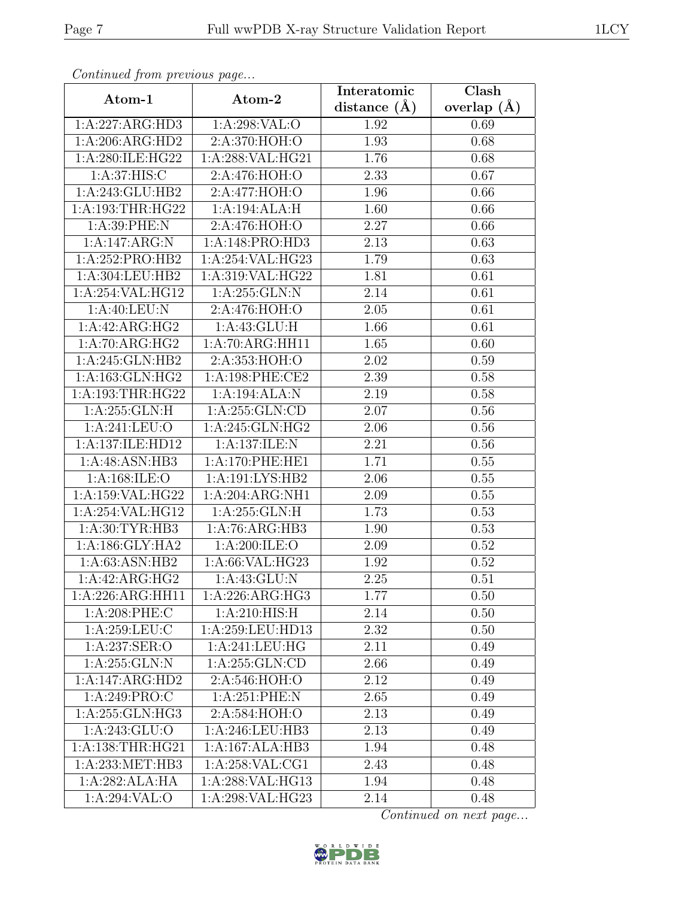*Continued from previous page...*

| Atom-1 | Atom-2 | Interatomic distance (Å) | Clash overlap (Å) |
|---|---|---|---|
| 1:A:227:ARG:HD3 | 1:A:298:VAL:O | 1.92 | 0.69 |
| 1:A:206:ARG:HD2 | 2:A:370:HOH:O | 1.93 | 0.68 |
| 1:A:280:ILE:HG22 | 1:A:288:VAL:HG21 | 1.76 | 0.68 |
| 1:A:37:HIS:C | 2:A:476:HOH:O | 2.33 | 0.67 |
| 1:A:243:GLU:HB2 | 2:A:477:HOH:O | 1.96 | 0.66 |
| 1:A:193:THR:HG22 | 1:A:194:ALA:H | 1.60 | 0.66 |
| 1:A:39:PHE:N | 2:A:476:HOH:O | 2.27 | 0.66 |
| 1:A:147:ARG:N | 1:A:148:PRO:HD3 | 2.13 | 0.63 |
| 1:A:252:PRO:HB2 | 1:A:254:VAL:HG23 | 1.79 | 0.63 |
| 1:A:304:LEU:HB2 | 1:A:319:VAL:HG22 | 1.81 | 0.61 |
| 1:A:254:VAL:HG12 | 1:A:255:GLN:N | 2.14 | 0.61 |
| 1:A:40:LEU:N | 2:A:476:HOH:O | 2.05 | 0.61 |
| 1:A:42:ARG:HG2 | 1:A:43:GLU:H | 1.66 | 0.61 |
| 1:A:70:ARG:HG2 | 1:A:70:ARG:HH11 | 1.65 | 0.60 |
| 1:A:245:GLN:HB2 | 2:A:353:HOH:O | 2.02 | 0.59 |
| 1:A:163:GLN:HG2 | 1:A:198:PHE:CE2 | 2.39 | 0.58 |
| 1:A:193:THR:HG22 | 1:A:194:ALA:N | 2.19 | 0.58 |
| 1:A:255:GLN:H | 1:A:255:GLN:CD | 2.07 | 0.56 |
| 1:A:241:LEU:O | 1:A:245:GLN:HG2 | 2.06 | 0.56 |
| 1:A:137:ILE:HD12 | 1:A:137:ILE:N | 2.21 | 0.56 |
| 1:A:48:ASN:HB3 | 1:A:170:PHE:HE1 | 1.71 | 0.55 |
| 1:A:168:ILE:O | 1:A:191:LYS:HB2 | 2.06 | 0.55 |
| 1:A:159:VAL:HG22 | 1:A:204:ARG:NH1 | 2.09 | 0.55 |
| 1:A:254:VAL:HG12 | 1:A:255:GLN:H | 1.73 | 0.53 |
| 1:A:30:TYR:HB3 | 1:A:76:ARG:HB3 | 1.90 | 0.53 |
| 1:A:186:GLY:HA2 | 1:A:200:ILE:O | 2.09 | 0.52 |
| 1:A:63:ASN:HB2 | 1:A:66:VAL:HG23 | 1.92 | 0.52 |
| 1:A:42:ARG:HG2 | 1:A:43:GLU:N | 2.25 | 0.51 |
| 1:A:226:ARG:HH11 | 1:A:226:ARG:HG3 | 1.77 | 0.50 |
| 1:A:208:PHE:C | 1:A:210:HIS:H | 2.14 | 0.50 |
| 1:A:259:LEU:C | 1:A:259:LEU:HD13 | 2.32 | 0.50 |
| 1:A:237:SER:O | 1:A:241:LEU:HG | 2.11 | 0.49 |
| 1:A:255:GLN:N | 1:A:255:GLN:CD | 2.66 | 0.49 |
| 1:A:147:ARG:HD2 | 2:A:546:HOH:O | 2.12 | 0.49 |
| 1:A:249:PRO:C | 1:A:251:PHE:N | 2.65 | 0.49 |
| 1:A:255:GLN:HG3 | 2:A:584:HOH:O | 2.13 | 0.49 |
| 1:A:243:GLU:O | 1:A:246:LEU:HB3 | 2.13 | 0.49 |
| 1:A:138:THR:HG21 | 1:A:167:ALA:HB3 | 1.94 | 0.48 |
| 1:A:233:MET:HB3 | 1:A:258:VAL:CG1 | 2.43 | 0.48 |
| 1:A:282:ALA:HA | 1:A:288:VAL:HG13 | 1.94 | 0.48 |
| 1:A:294:VAL:O | 1:A:298:VAL:HG23 | 2.14 | 0.48 |

*Continued on next page...*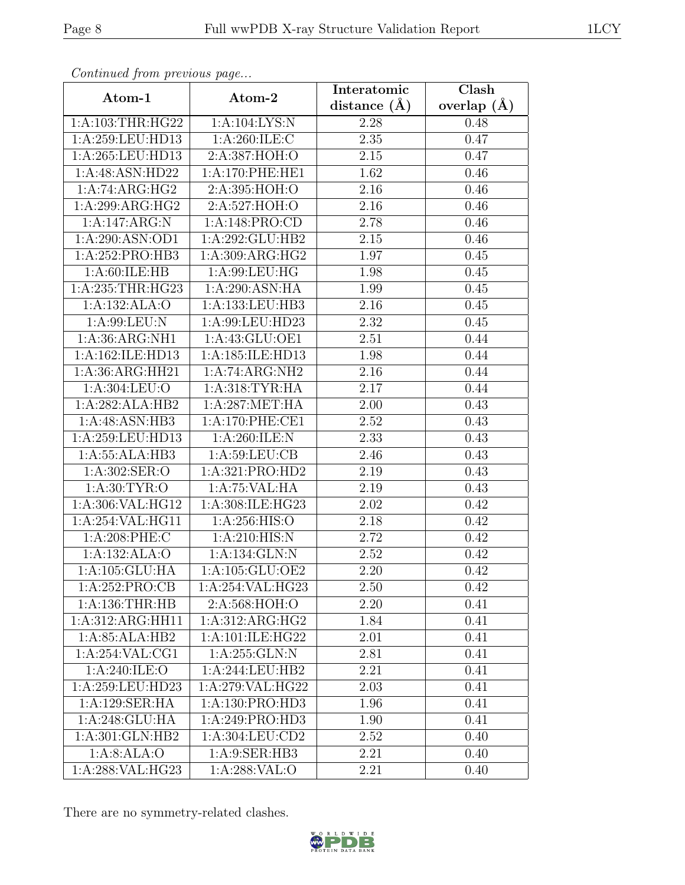*Continued from previous page...*

| Atom-1 | Atom-2 | Interatomic distance (Å) | Clash overlap (Å) |
|---|---|---|---|
| 1:A:103:THR:HG22 | 1:A:104:LYS:N | 2.28 | 0.48 |
| 1:A:259:LEU:HD13 | 1:A:260:ILE:C | 2.35 | 0.47 |
| 1:A:265:LEU:HD13 | 2:A:387:HOH:O | 2.15 | 0.47 |
| 1:A:48:ASN:HD22 | 1:A:170:PHE:HE1 | 1.62 | 0.46 |
| 1:A:74:ARG:HG2 | 2:A:395:HOH:O | 2.16 | 0.46 |
| 1:A:299:ARG:HG2 | 2:A:527:HOH:O | 2.16 | 0.46 |
| 1:A:147:ARG:N | 1:A:148:PRO:CD | 2.78 | 0.46 |
| 1:A:290:ASN:OD1 | 1:A:292:GLU:HB2 | 2.15 | 0.46 |
| 1:A:252:PRO:HB3 | 1:A:309:ARG:HG2 | 1.97 | 0.45 |
| 1:A:60:ILE:HB | 1:A:99:LEU:HG | 1.98 | 0.45 |
| 1:A:235:THR:HG23 | 1:A:290:ASN:HA | 1.99 | 0.45 |
| 1:A:132:ALA:O | 1:A:133:LEU:HB3 | 2.16 | 0.45 |
| 1:A:99:LEU:N | 1:A:99:LEU:HD23 | 2.32 | 0.45 |
| 1:A:36:ARG:NH1 | 1:A:43:GLU:OE1 | 2.51 | 0.44 |
| 1:A:162:ILE:HD13 | 1:A:185:ILE:HD13 | 1.98 | 0.44 |
| 1:A:36:ARG:HH21 | 1:A:74:ARG:NH2 | 2.16 | 0.44 |
| 1:A:304:LEU:O | 1:A:318:TYR:HA | 2.17 | 0.44 |
| 1:A:282:ALA:HB2 | 1:A:287:MET:HA | 2.00 | 0.43 |
| 1:A:48:ASN:HB3 | 1:A:170:PHE:CE1 | 2.52 | 0.43 |
| 1:A:259:LEU:HD13 | 1:A:260:ILE:N | 2.33 | 0.43 |
| 1:A:55:ALA:HB3 | 1:A:59:LEU:CB | 2.46 | 0.43 |
| 1:A:302:SER:O | 1:A:321:PRO:HD2 | 2.19 | 0.43 |
| 1:A:30:TYR:O | 1:A:75:VAL:HA | 2.19 | 0.43 |
| 1:A:306:VAL:HG12 | 1:A:308:ILE:HG23 | 2.02 | 0.42 |
| 1:A:254:VAL:HG11 | 1:A:256:HIS:O | 2.18 | 0.42 |
| 1:A:208:PHE:C | 1:A:210:HIS:N | 2.72 | 0.42 |
| 1:A:132:ALA:O | 1:A:134:GLN:N | 2.52 | 0.42 |
| 1:A:105:GLU:HA | 1:A:105:GLU:OE2 | 2.20 | 0.42 |
| 1:A:252:PRO:CB | 1:A:254:VAL:HG23 | 2.50 | 0.42 |
| 1:A:136:THR:HB | 2:A:568:HOH:O | 2.20 | 0.41 |
| 1:A:312:ARG:HH11 | 1:A:312:ARG:HG2 | 1.84 | 0.41 |
| 1:A:85:ALA:HB2 | 1:A:101:ILE:HG22 | 2.01 | 0.41 |
| 1:A:254:VAL:CG1 | 1:A:255:GLN:N | 2.81 | 0.41 |
| 1:A:240:ILE:O | 1:A:244:LEU:HB2 | 2.21 | 0.41 |
| 1:A:259:LEU:HD23 | 1:A:279:VAL:HG22 | 2.03 | 0.41 |
| 1:A:129:SER:HA | 1:A:130:PRO:HD3 | 1.96 | 0.41 |
| 1:A:248:GLU:HA | 1:A:249:PRO:HD3 | 1.90 | 0.41 |
| 1:A:301:GLN:HB2 | 1:A:304:LEU:CD2 | 2.52 | 0.40 |
| 1:A:8:ALA:O | 1:A:9:SER:HB3 | 2.21 | 0.40 |
| 1:A:288:VAL:HG23 | 1:A:288:VAL:O | 2.21 | 0.40 |

There are no symmetry-related clashes.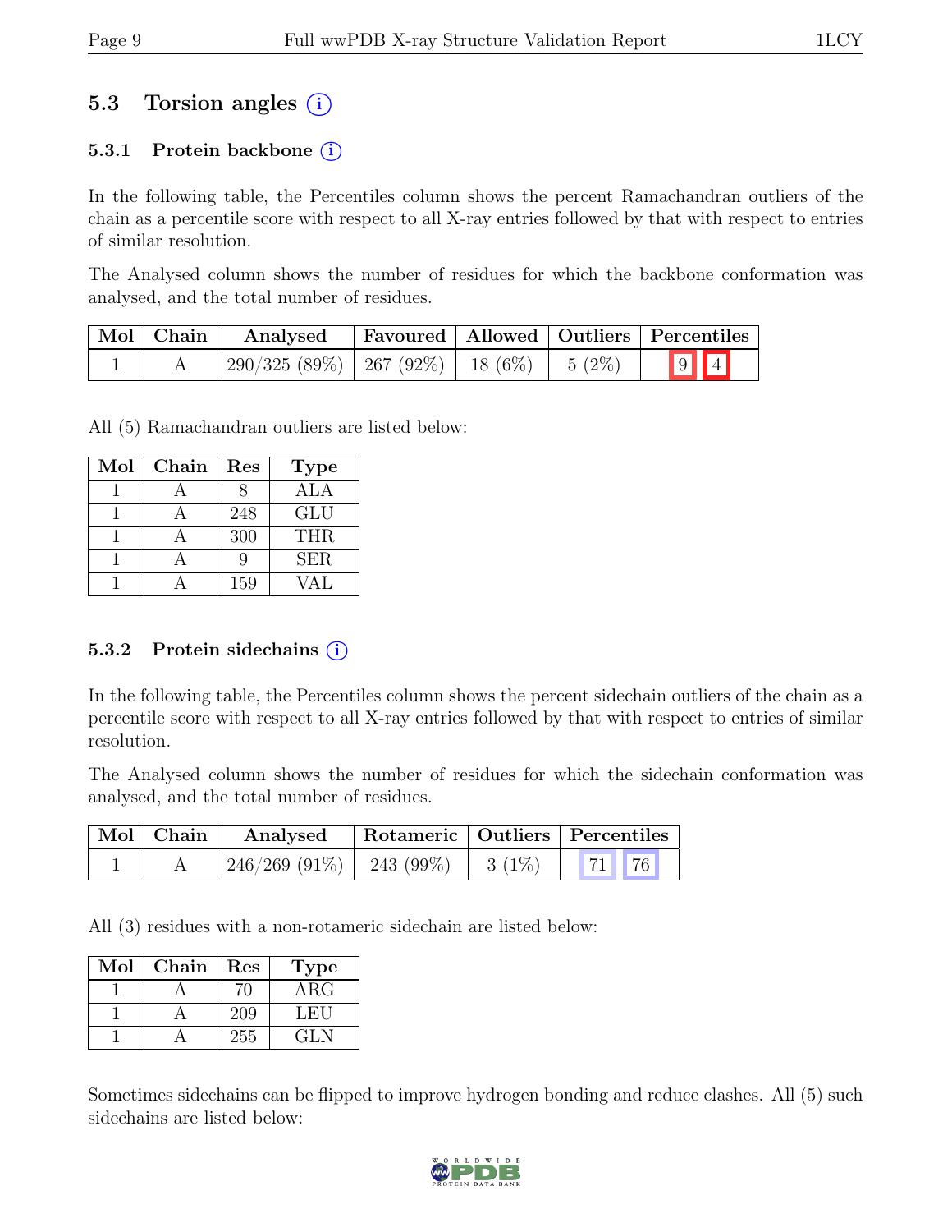## 5.3 Torsion angles (i)

### 5.3.1 Protein backbone (i)

In the following table, the Percentiles column shows the percent Ramachandran outliers of the chain as a percentile score with respect to all X-ray entries followed by that with respect to entries of similar resolution.

The Analysed column shows the number of residues for which the backbone conformation was analysed, and the total number of residues.

| Mol | Chain | Analysed | Favoured | Allowed | Outliers | Percentiles |
|---|---|---|---|---|---|---|
| 1 | A | 290/325 (89%) | 267 (92%) | 18 (6%) | 5 (2%) | 9 4 |

All (5) Ramachandran outliers are listed below:

| Mol | Chain | Res | Type |
|---|---|---|---|
| 1 | A | 8 | ALA |
| 1 | A | 248 | GLU |
| 1 | A | 300 | THR |
| 1 | A | 9 | SER |
| 1 | A | 159 | VAL |

### 5.3.2 Protein sidechains (i)

In the following table, the Percentiles column shows the percent sidechain outliers of the chain as a percentile score with respect to all X-ray entries followed by that with respect to entries of similar resolution.

The Analysed column shows the number of residues for which the sidechain conformation was analysed, and the total number of residues.

| Mol | Chain | Analysed | Rotameric | Outliers | Percentiles |
|---|---|---|---|---|---|
| 1 | A | 246/269 (91%) | 243 (99%) | 3 (1%) | 71 76 |

All (3) residues with a non-rotameric sidechain are listed below:

| Mol | Chain | Res | Type |
|---|---|---|---|
| 1 | A | 70 | ARG |
| 1 | A | 209 | LEU |
| 1 | A | 255 | GLN |

Sometimes sidechains can be flipped to improve hydrogen bonding and reduce clashes. All (5) such sidechains are listed below: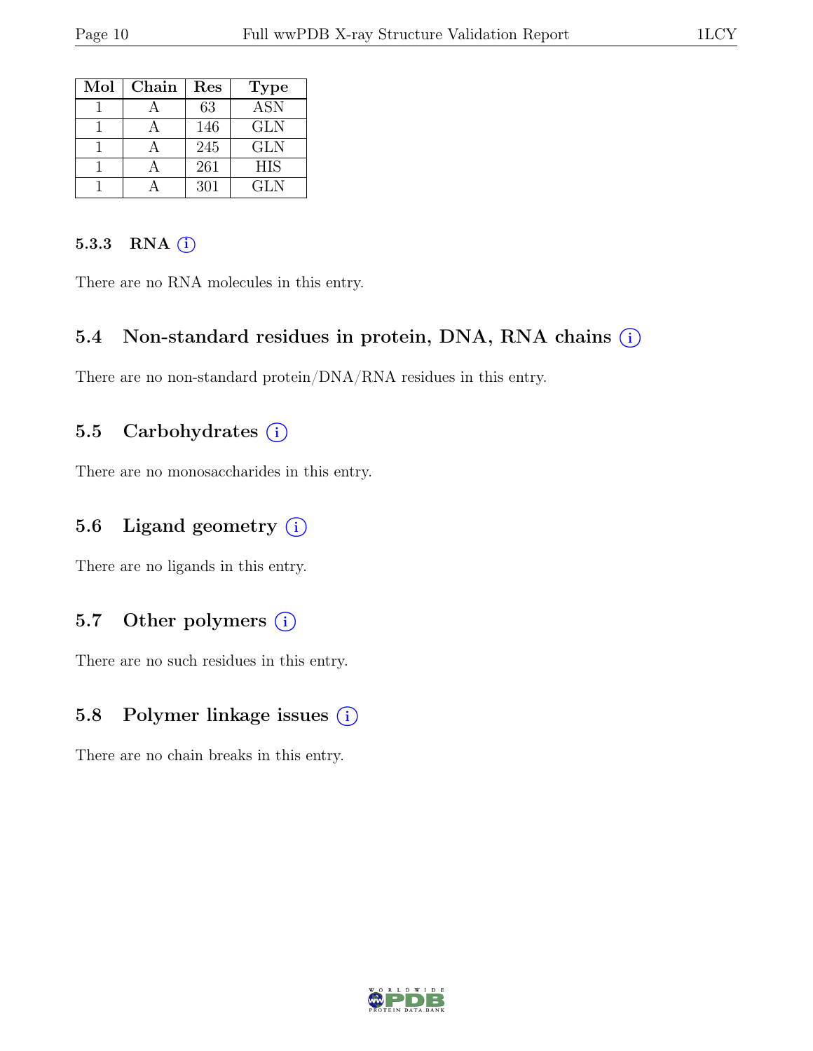| Mol | Chain | Res | Type |
|---|---|---|---|
| 1 | A | 63 | ASN |
| 1 | A | 146 | GLN |
| 1 | A | 245 | GLN |
| 1 | A | 261 | HIS |
| 1 | A | 301 | GLN |

#### 5.3.3 RNA (i)

There are no RNA molecules in this entry.

### 5.4 Non-standard residues in protein, DNA, RNA chains (i)

There are no non-standard protein/DNA/RNA residues in this entry.

### 5.5 Carbohydrates (i)

There are no monosaccharides in this entry.

### 5.6 Ligand geometry (i)

There are no ligands in this entry.

### 5.7 Other polymers (i)

There are no such residues in this entry.

### 5.8 Polymer linkage issues (i)

There are no chain breaks in this entry.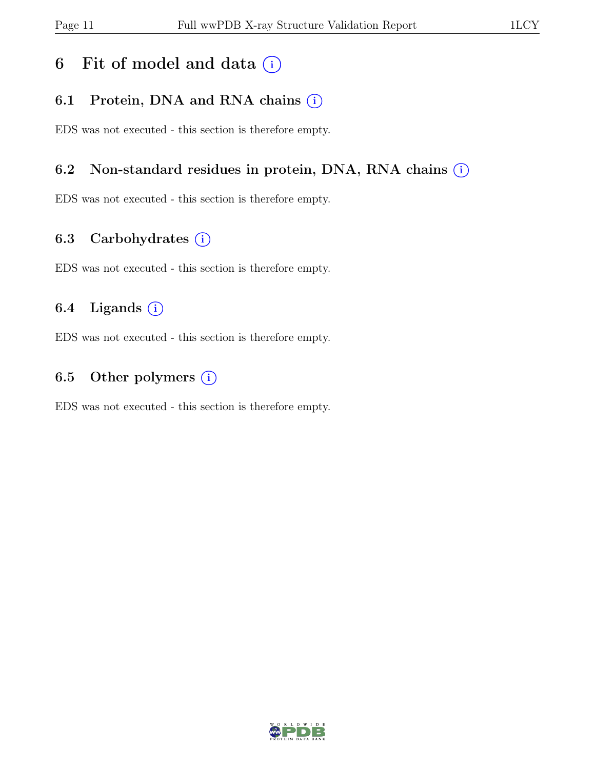# 6 Fit of model and data

## 6.1 Protein, DNA and RNA chains

EDS was not executed - this section is therefore empty.

## 6.2 Non-standard residues in protein, DNA, RNA chains

EDS was not executed - this section is therefore empty.

## 6.3 Carbohydrates

EDS was not executed - this section is therefore empty.

## 6.4 Ligands

EDS was not executed - this section is therefore empty.

## 6.5 Other polymers

EDS was not executed - this section is therefore empty.